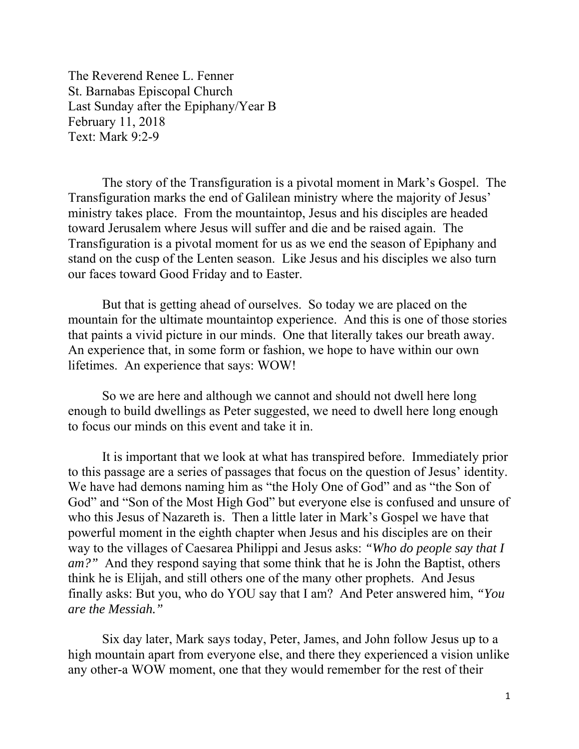The Reverend Renee L. Fenner
St. Barnabas Episcopal Church
Last Sunday after the Epiphany/Year B
February 11, 2018
Text: Mark 9:2-9

The story of the Transfiguration is a pivotal moment in Mark's Gospel. The Transfiguration marks the end of Galilean ministry where the majority of Jesus' ministry takes place. From the mountaintop, Jesus and his disciples are headed toward Jerusalem where Jesus will suffer and die and be raised again. The Transfiguration is a pivotal moment for us as we end the season of Epiphany and stand on the cusp of the Lenten season. Like Jesus and his disciples we also turn our faces toward Good Friday and to Easter.

But that is getting ahead of ourselves. So today we are placed on the mountain for the ultimate mountaintop experience. And this is one of those stories that paints a vivid picture in our minds. One that literally takes our breath away. An experience that, in some form or fashion, we hope to have within our own lifetimes. An experience that says: WOW!

So we are here and although we cannot and should not dwell here long enough to build dwellings as Peter suggested, we need to dwell here long enough to focus our minds on this event and take it in.

It is important that we look at what has transpired before. Immediately prior to this passage are a series of passages that focus on the question of Jesus' identity. We have had demons naming him as "the Holy One of God" and as "the Son of God" and "Son of the Most High God" but everyone else is confused and unsure of who this Jesus of Nazareth is. Then a little later in Mark's Gospel we have that powerful moment in the eighth chapter when Jesus and his disciples are on their way to the villages of Caesarea Philippi and Jesus asks: *"Who do people say that I am?"* And they respond saying that some think that he is John the Baptist, others think he is Elijah, and still others one of the many other prophets. And Jesus finally asks: But you, who do YOU say that I am? And Peter answered him, *"You are the Messiah."*

Six day later, Mark says today, Peter, James, and John follow Jesus up to a high mountain apart from everyone else, and there they experienced a vision unlike any other-a WOW moment, one that they would remember for the rest of their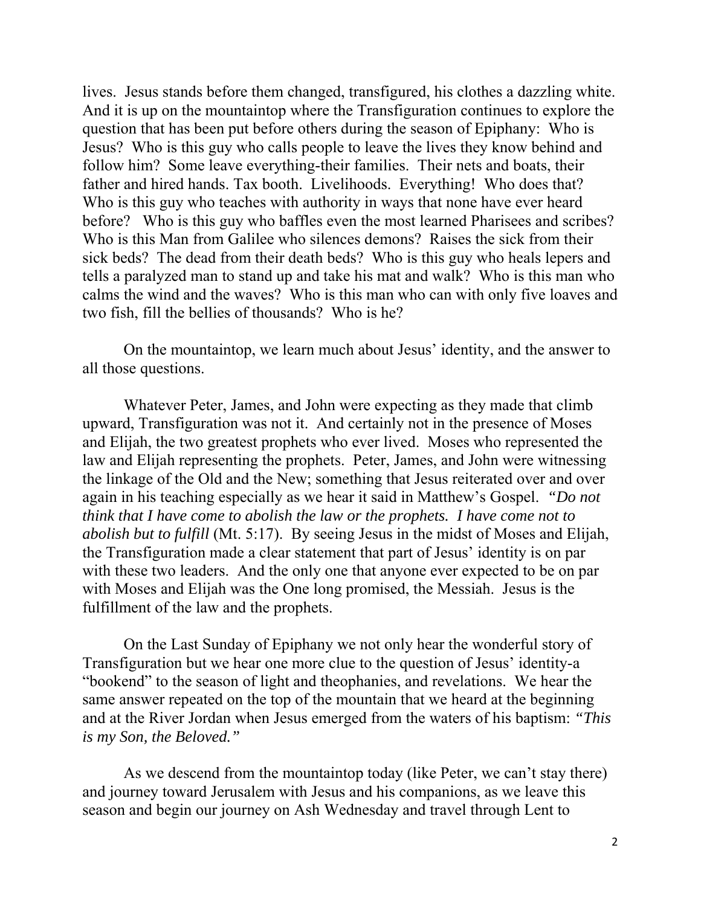lives. Jesus stands before them changed, transfigured, his clothes a dazzling white. And it is up on the mountaintop where the Transfiguration continues to explore the question that has been put before others during the season of Epiphany: Who is Jesus? Who is this guy who calls people to leave the lives they know behind and follow him? Some leave everything-their families. Their nets and boats, their father and hired hands. Tax booth. Livelihoods. Everything! Who does that? Who is this guy who teaches with authority in ways that none have ever heard before? Who is this guy who baffles even the most learned Pharisees and scribes? Who is this Man from Galilee who silences demons? Raises the sick from their sick beds? The dead from their death beds? Who is this guy who heals lepers and tells a paralyzed man to stand up and take his mat and walk? Who is this man who calms the wind and the waves? Who is this man who can with only five loaves and two fish, fill the bellies of thousands? Who is he?

On the mountaintop, we learn much about Jesus' identity, and the answer to all those questions.

Whatever Peter, James, and John were expecting as they made that climb upward, Transfiguration was not it. And certainly not in the presence of Moses and Elijah, the two greatest prophets who ever lived. Moses who represented the law and Elijah representing the prophets. Peter, James, and John were witnessing the linkage of the Old and the New; something that Jesus reiterated over and over again in his teaching especially as we hear it said in Matthew's Gospel. *"Do not think that I have come to abolish the law or the prophets. I have come not to abolish but to fulfill* (Mt. 5:17). By seeing Jesus in the midst of Moses and Elijah, the Transfiguration made a clear statement that part of Jesus' identity is on par with these two leaders. And the only one that anyone ever expected to be on par with Moses and Elijah was the One long promised, the Messiah. Jesus is the fulfillment of the law and the prophets.

On the Last Sunday of Epiphany we not only hear the wonderful story of Transfiguration but we hear one more clue to the question of Jesus' identity-a "bookend" to the season of light and theophanies, and revelations. We hear the same answer repeated on the top of the mountain that we heard at the beginning and at the River Jordan when Jesus emerged from the waters of his baptism: *"This is my Son, the Beloved."*

As we descend from the mountaintop today (like Peter, we can't stay there) and journey toward Jerusalem with Jesus and his companions, as we leave this season and begin our journey on Ash Wednesday and travel through Lent to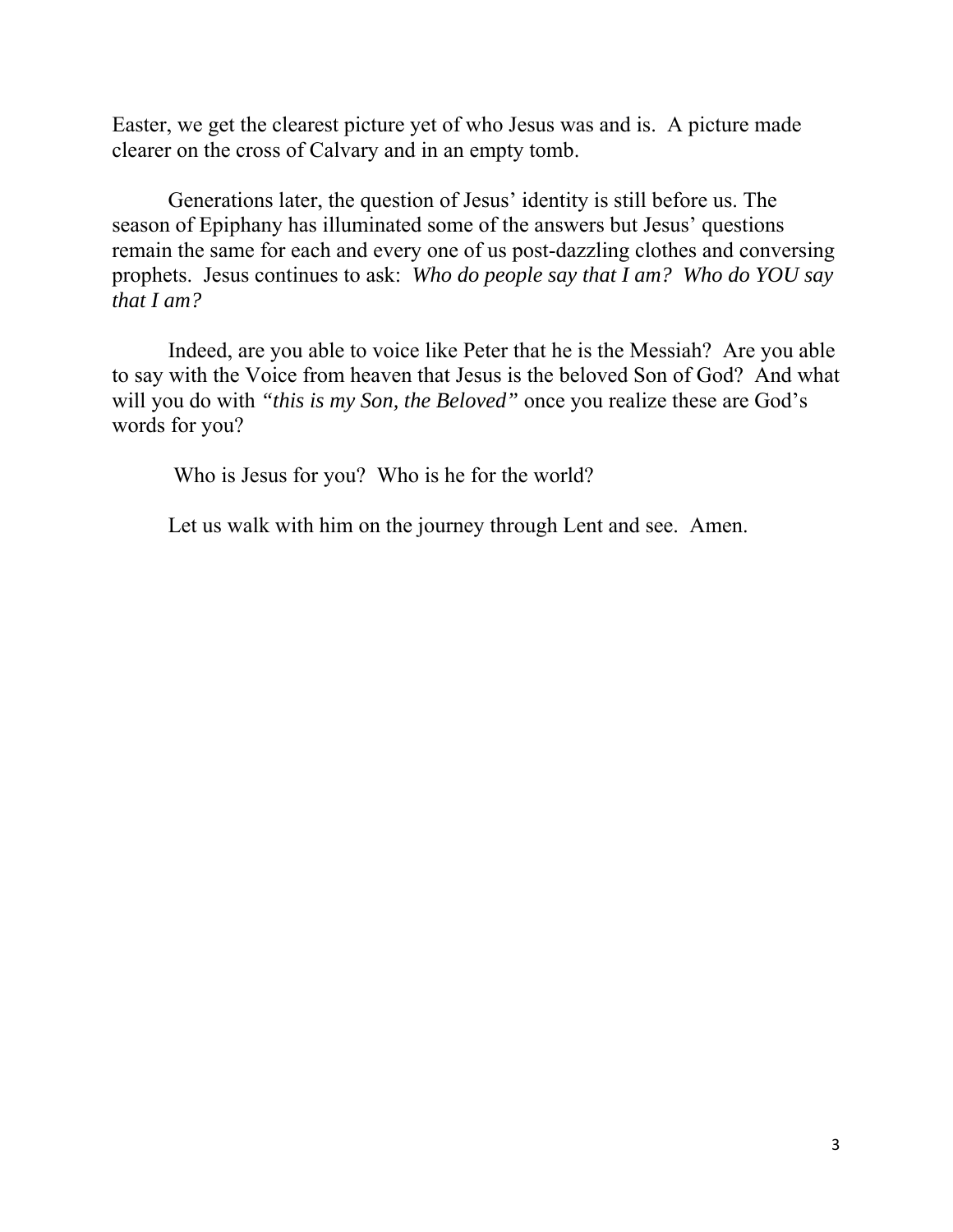Easter, we get the clearest picture yet of who Jesus was and is. A picture made clearer on the cross of Calvary and in an empty tomb.

Generations later, the question of Jesus' identity is still before us. The season of Epiphany has illuminated some of the answers but Jesus' questions remain the same for each and every one of us post-dazzling clothes and conversing prophets. Jesus continues to ask: *Who do people say that I am? Who do YOU say that I am?*

Indeed, are you able to voice like Peter that he is the Messiah? Are you able to say with the Voice from heaven that Jesus is the beloved Son of God? And what will you do with *"this is my Son, the Beloved"* once you realize these are God's words for you?

Who is Jesus for you? Who is he for the world?

Let us walk with him on the journey through Lent and see. Amen.